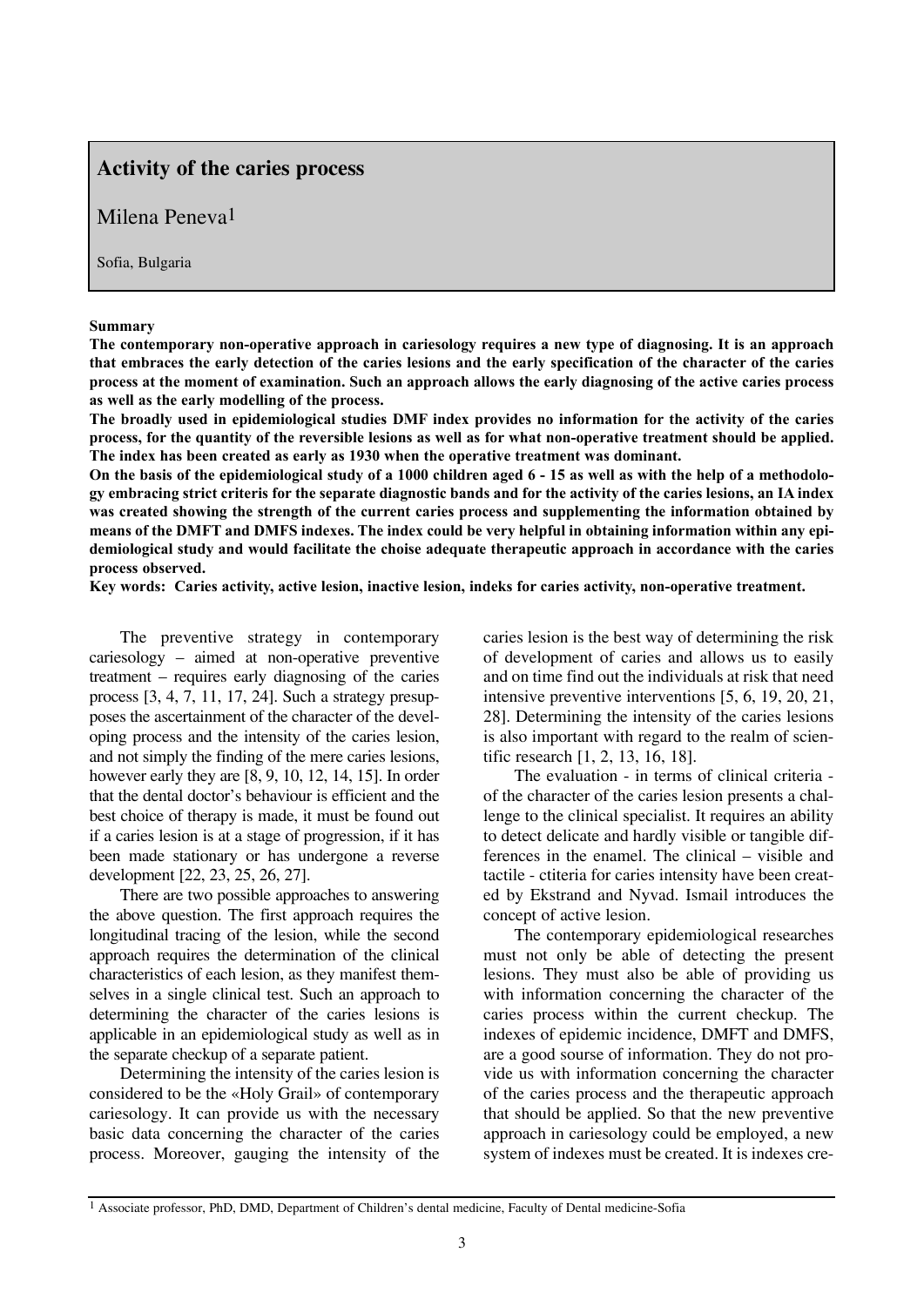# Activity of the caries process

Milena Peneva[1]

Sofia, Bulgaria

**Summary**

**The contemporary non-operative approach in cariesology requires a new type of diagnosing. It is an approach that embraces the early detection of the caries lesions and the early specification of the character of the caries process at the moment of examination. Such an approach allows the early diagnosing of the active caries process as well as the early modelling of the process.**

**The broadly used in epidemiological studies DMF index provides no information for the activity of the caries process, for the quantity of the reversible lesions as well as for what non-operative treatment should be applied. The index has been created as early as 1930 when the operative treatment was dominant.**

**On the basis of the epidemiological study of a 1000 children aged 6 - 15 as well as with the help of a methodology embracing strict criteris for the separate diagnostic bands and for the activity of the caries lesions, an IA index was created showing the strength of the current caries process and supplementing the information obtained by means of the DMFT and DMFS indexes. The index could be very helpful in obtaining information within any epidemiological study and would facilitate the choise adequate therapeutic approach in accordance with the caries process observed.**

**Key words: Caries activity, active lesion, inactive lesion, indeks for caries activity, non-operative treatment.**

The preventive strategy in contemporary cariesology – aimed at non-operative preventive treatment – requires early diagnosing of the caries process [3, 4, 7, 11, 17, 24]. Such a strategy presupposes the ascertainment of the character of the developing process and the intensity of the caries lesion, and not simply the finding of the mere caries lesions, however early they are [8, 9, 10, 12, 14, 15]. In order that the dental doctor's behaviour is efficient and the best choice of therapy is made, it must be found out if a caries lesion is at a stage of progression, if it has been made stationary or has undergone a reverse development [22, 23, 25, 26, 27].

There are two possible approaches to answering the above question. The first approach requires the longitudinal tracing of the lesion, while the second approach requires the determination of the clinical characteristics of each lesion, as they manifest themselves in a single clinical test. Such an approach to determining the character of the caries lesions is applicable in an epidemiological study as well as in the separate checkup of a separate patient.

Determining the intensity of the caries lesion is considered to be the «Holy Grail» of contemporary cariesology. It can provide us with the necessary basic data concerning the character of the caries process. Moreover, gauging the intensity of the caries lesion is the best way of determining the risk of development of caries and allows us to easily and on time find out the individuals at risk that need intensive preventive interventions [5, 6, 19, 20, 21, 28]. Determining the intensity of the caries lesions is also important with regard to the realm of scientific research [1, 2, 13, 16, 18].

The evaluation - in terms of clinical criteria - of the character of the caries lesion presents a challenge to the clinical specialist. It requires an ability to detect delicate and hardly visible or tangible differences in the enamel. The clinical – visible and tactile - ctiteria for caries intensity have been created by Ekstrand and Nyvad. Ismail introduces the concept of active lesion.

The contemporary epidemiological researches must not only be able of detecting the present lesions. They must also be able of providing us with information concerning the character of the caries process within the current checkup. The indexes of epidemic incidence, DMFT and DMFS, are a good sourse of information. They do not provide us with information concerning the character of the caries process and the therapeutic approach that should be applied. So that the new preventive approach in cariesology could be employed, a new system of indexes must be created. It is indexes cre-

[1] Associate professor, PhD, DMD, Department of Children's dental medicine, Faculty of Dental medicine-Sofia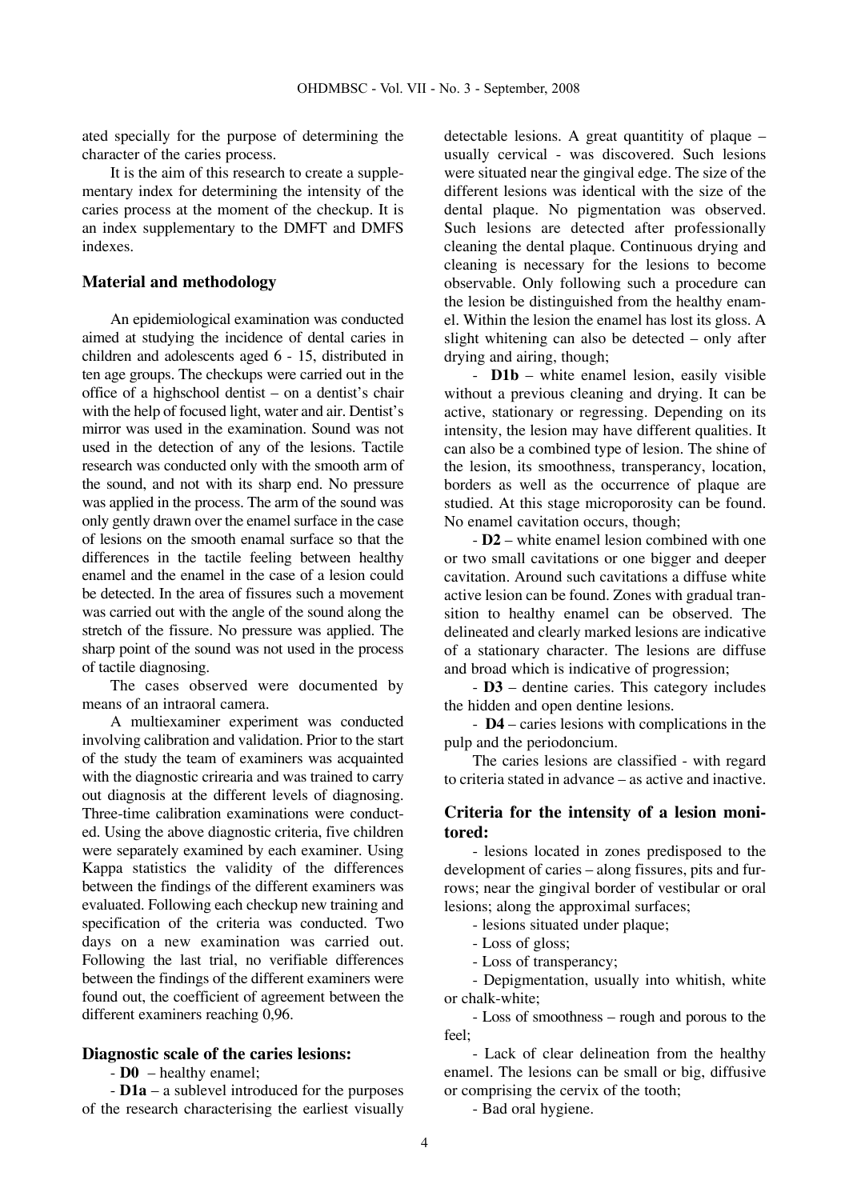ated specially for the purpose of determining the character of the caries process.

It is the aim of this research to create a supplementary index for determining the intensity of the caries process at the moment of the checkup. It is an index supplementary to the DMFT and DMFS indexes.

## Material and methodology

An epidemiological examination was conducted aimed at studying the incidence of dental caries in children and adolescents aged 6 - 15, distributed in ten age groups. The checkups were carried out in the office of a highschool dentist – on a dentist's chair with the help of focused light, water and air. Dentist's mirror was used in the examination. Sound was not used in the detection of any of the lesions. Tactile research was conducted only with the smooth arm of the sound, and not with its sharp end. No pressure was applied in the process. The arm of the sound was only gently drawn over the enamel surface in the case of lesions on the smooth enamal surface so that the differences in the tactile feeling between healthy enamel and the enamel in the case of a lesion could be detected. In the area of fissures such a movement was carried out with the angle of the sound along the stretch of the fissure. No pressure was applied. The sharp point of the sound was not used in the process of tactile diagnosing.

The cases observed were documented by means of an intraoral camera.

A multiexaminer experiment was conducted involving calibration and validation. Prior to the start of the study the team of examiners was acquainted with the diagnostic crirearia and was trained to carry out diagnosis at the different levels of diagnosing. Three-time calibration examinations were conducted. Using the above diagnostic criteria, five children were separately examined by each examiner. Using Kappa statistics the validity of the differences between the findings of the different examiners was evaluated. Following each checkup new training and specification of the criteria was conducted. Two days on a new examination was carried out. Following the last trial, no verifiable differences between the findings of the different examiners were found out, the coefficient of agreement between the different examiners reaching 0,96.

### Diagnostic scale of the caries lesions:

- **D0** – healthy enamel;
- **D1a** – a sublevel introduced for the purposes of the research characterising the earliest visually detectable lesions. A great quantitity of plaque – usually cervical - was discovered. Such lesions were situated near the gingival edge. The size of the different lesions was identical with the size of the dental plaque. No pigmentation was observed. Such lesions are detected after professionally cleaning the dental plaque. Continuous drying and cleaning is necessary for the lesions to become observable. Only following such a procedure can the lesion be distinguished from the healthy enamel. Within the lesion the enamel has lost its gloss. A slight whitening can also be detected – only after drying and airing, though;
- **D1b** – white enamel lesion, easily visible without a previous cleaning and drying. It can be active, stationary or regressing. Depending on its intensity, the lesion may have different qualities. It can also be a combined type of lesion. The shine of the lesion, its smoothness, transperancy, location, borders as well as the occurrence of plaque are studied. At this stage microporosity can be found. No enamel cavitation occurs, though;
- **D2** – white enamel lesion combined with one or two small cavitations or one bigger and deeper cavitation. Around such cavitations a diffuse white active lesion can be found. Zones with gradual transition to healthy enamel can be observed. The delineated and clearly marked lesions are indicative of a stationary character. The lesions are diffuse and broad which is indicative of progression;
- **D3** – dentine caries. This category includes the hidden and open dentine lesions.
- **D4** – caries lesions with complications in the pulp and the periodoncium.

The caries lesions are classified - with regard to criteria stated in advance – as active and inactive.

### Criteria for the intensity of a lesion monitored:

- lesions located in zones predisposed to the development of caries – along fissures, pits and furrows; near the gingival border of vestibular or oral lesions; along the approximal surfaces;
- lesions situated under plaque;
- Loss of gloss;
- Loss of transperancy;
- Depigmentation, usually into whitish, white or chalk-white;
- Loss of smoothness – rough and porous to the feel;
- Lack of clear delineation from the healthy enamel. The lesions can be small or big, diffusive or comprising the cervix of the tooth;
- Bad oral hygiene.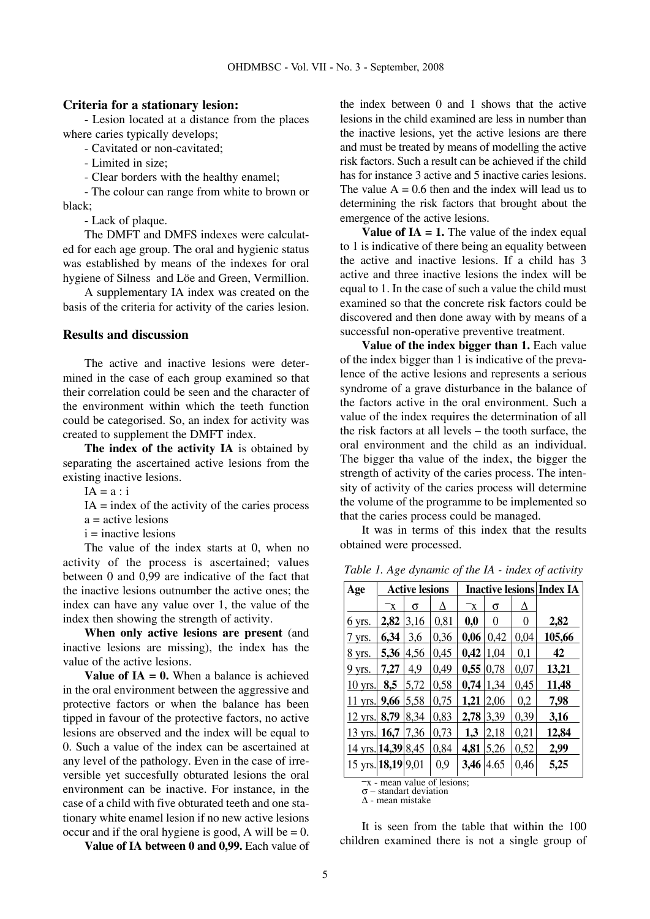### Criteria for a stationary lesion:

- Lesion located at a distance from the places where caries typically develops;
- Cavitated or non-cavitated;
- Limited in size;
- Clear borders with the healthy enamel;
- The colour can range from white to brown or black;
- Lack of plaque.

The DMFT and DMFS indexes were calculated for each age group. The oral and hygienic status was established by means of the indexes for oral hygiene of Silness and Löe and Green, Vermillion.

A supplementary IA index was created on the basis of the criteria for activity of the caries lesion.

## Results and discussion

The active and inactive lesions were determined in the case of each group examined so that their correlation could be seen and the character of the environment within which the teeth function could be categorised. So, an index for activity was created to supplement the DMFT index.

**The index of the activity IA** is obtained by separating the ascertained active lesions from the existing inactive lesions.

IA = a : i

IA = index of the activity of the caries process

a = active lesions

i = inactive lesions

The value of the index starts at 0, when no activity of the process is ascertained; values between 0 and 0,99 are indicative of the fact that the inactive lesions outnumber the active ones; the index can have any value over 1, the value of the index then showing the strength of activity.

**When only active lesions are present** (and inactive lesions are missing), the index has the value of the active lesions.

**Value of IA = 0.** When a balance is achieved in the oral environment between the aggressive and protective factors or when the balance has been tipped in favour of the protective factors, no active lesions are observed and the index will be equal to 0. Such a value of the index can be ascertained at any level of the pathology. Even in the case of irreversible yet succesfully obturated lesions the oral environment can be inactive. For instance, in the case of a child with five obturated teeth and one stationary white enamel lesion if no new active lesions occur and if the oral hygiene is good, A will be = 0.

**Value of IA between 0 and 0,99.** Each value of the index between 0 and 1 shows that the active lesions in the child examined are less in number than the inactive lesions, yet the active lesions are there and must be treated by means of modelling the active risk factors. Such a result can be achieved if the child has for instance 3 active and 5 inactive caries lesions. The value A = 0.6 then and the index will lead us to determining the risk factors that brought about the emergence of the active lesions.

**Value of IA = 1.** The value of the index equal to 1 is indicative of there being an equality between the active and inactive lesions. If a child has 3 active and three inactive lesions the index will be equal to 1. In the case of such a value the child must examined so that the concrete risk factors could be discovered and then done away with by means of a successful non-operative preventive treatment.

**Value of the index bigger than 1.** Each value of the index bigger than 1 is indicative of the prevalence of the active lesions and represents a serious syndrome of a grave disturbance in the balance of the factors active in the oral environment. Such a value of the index requires the determination of all the risk factors at all levels – the tooth surface, the oral environment and the child as an individual. The bigger tha value of the index, the bigger the strength of activity of the caries process. The intensity of activity of the caries process will determine the volume of the programme to be implemented so that the caries process could be managed.

It was in terms of this index that the results obtained were processed.

*Table 1. Age dynamic of the IA - index of activity*

| Age | Active lesions | | | Inactive lesions | | | Index IA |
|---|---|---|---|---|---|---|---|
| | $\bar{x}$ | σ | Δ | $\bar{x}$ | σ | Δ | |
| 6 yrs. | **2,82** | 3,16 | 0,81 | **0,0** | 0 | 0 | **2,82** |
| 7 yrs. | **6,34** | 3,6 | 0,36 | **0,06** | 0,42 | 0,04 | **105,66** |
| 8 yrs. | **5,36** | 4,56 | 0,45 | **0,42** | 1,04 | 0,1 | **42** |
| 9 yrs. | **7,27** | 4,9 | 0,49 | **0,55** | 0,78 | 0,07 | **13,21** |
| 10 yrs. | **8,5** | 5,72 | 0,58 | **0,74** | 1,34 | 0,45 | **11,48** |
| 11 yrs. | **9,66** | 5,58 | 0,75 | **1,21** | 2,06 | 0,2 | **7,98** |
| 12 yrs. | **8,79** | 8,34 | 0,83 | **2,78** | 3,39 | 0,39 | **3,16** |
| 13 yrs. | **16,7** | 7,36 | 0,73 | **1,3** | 2,18 | 0,21 | **12,84** |
| 14 yrs. | **14,39** | 8,45 | 0,84 | **4,81** | 5,26 | 0,52 | **2,99** |
| 15 yrs. | **18,19** | 9,01 | 0,9 | **3,46** | 4.65 | 0,46 | **5,25** |

$\bar{x}$ - mean value of lesions;
σ – standart deviation
Δ - mean mistake

It is seen from the table that within the 100 children examined there is not a single group of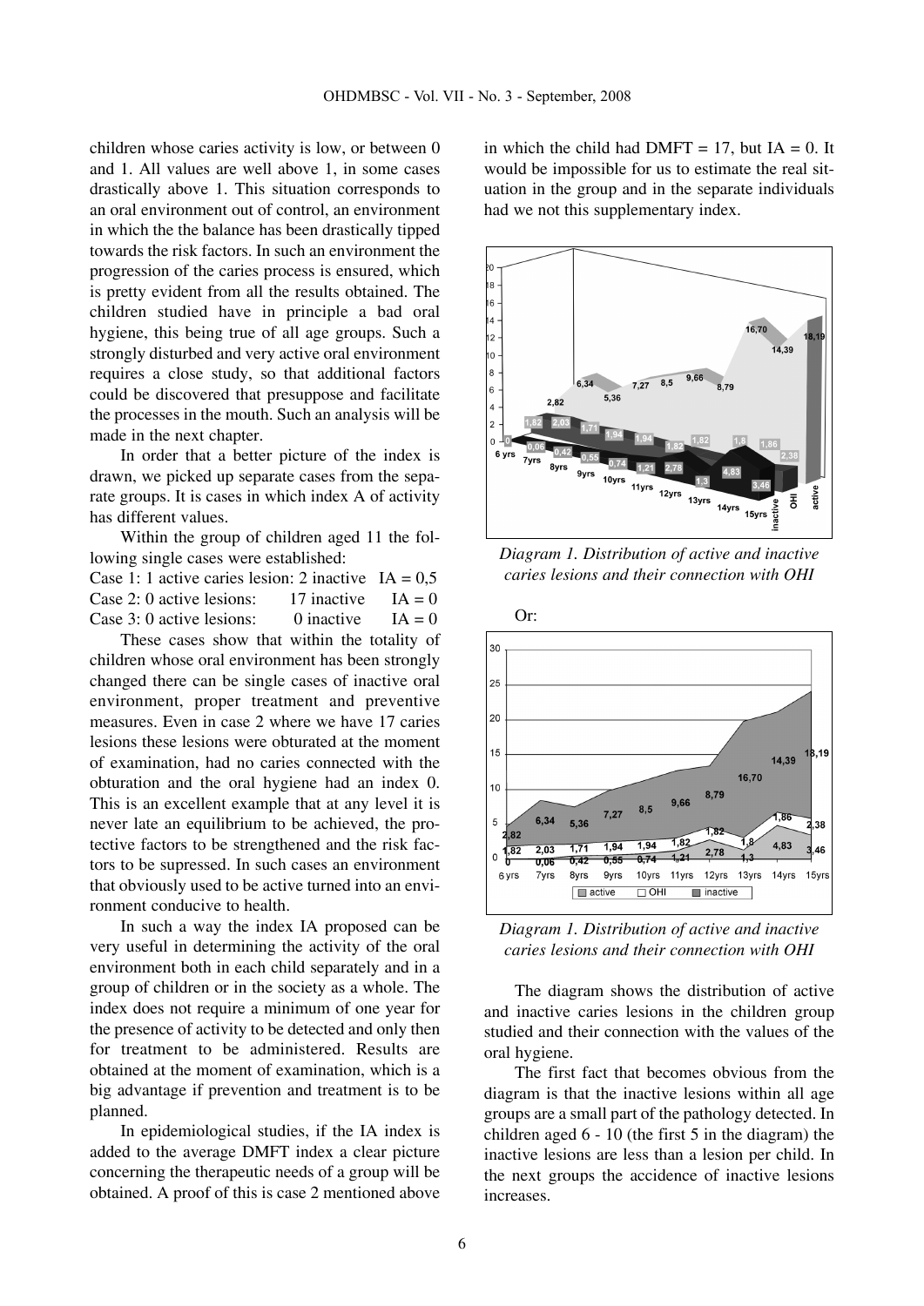children whose caries activity is low, or between 0 and 1. All values are well above 1, in some cases drastically above 1. This situation corresponds to an oral environment out of control, an environment in which the the balance has been drastically tipped towards the risk factors. In such an environment the progression of the caries process is ensured, which is pretty evident from all the results obtained. The children studied have in principle a bad oral hygiene, this being true of all age groups. Such a strongly disturbed and very active oral environment requires a close study, so that additional factors could be discovered that presuppose and facilitate the processes in the mouth. Such an analysis will be made in the next chapter.

In order that a better picture of the index is drawn, we picked up separate cases from the separate groups. It is cases in which index A of activity has different values.

Within the group of children aged 11 the following single cases were established:

Case 1: 1 active caries lesion: 2 inactive IA = 0,5
Case 2: 0 active lesions: 17 inactive IA = 0
Case 3: 0 active lesions: 0 inactive IA = 0

These cases show that within the totality of children whose oral environment has been strongly changed there can be single cases of inactive oral environment, proper treatment and preventive measures. Even in case 2 where we have 17 caries lesions these lesions were obturated at the moment of examination, had no caries connected with the obturation and the oral hygiene had an index 0. This is an excellent example that at any level it is never late an equilibrium to be achieved, the protective factors to be strengthened and the risk factors to be supressed. In such cases an environment that obviously used to be active turned into an environment conducive to health.

In such a way the index IA proposed can be very useful in determining the activity of the oral environment both in each child separately and in a group of children or in the society as a whole. The index does not require a minimum of one year for the presence of activity to be detected and only then for treatment to be administered. Results are obtained at the moment of examination, which is a big advantage if prevention and treatment is to be planned.

In epidemiological studies, if the IA index is added to the average DMFT index a clear picture concerning the therapeutic needs of a group will be obtained. A proof of this is case 2 mentioned above in which the child had DMFT = 17, but IA = 0. It would be impossible for us to estimate the real situation in the group and in the separate individuals had we not this supplementary index.

*Diagram 1. Distribution of active and inactive caries lesions and their connection with OHI*

Or:

*Diagram 1. Distribution of active and inactive caries lesions and their connection with OHI*

The diagram shows the distribution of active and inactive caries lesions in the children group studied and their connection with the values of the oral hygiene.

The first fact that becomes obvious from the diagram is that the inactive lesions within all age groups are a small part of the pathology detected. In children aged 6 - 10 (the first 5 in the diagram) the inactive lesions are less than a lesion per child. In the next groups the accidence of inactive lesions increases.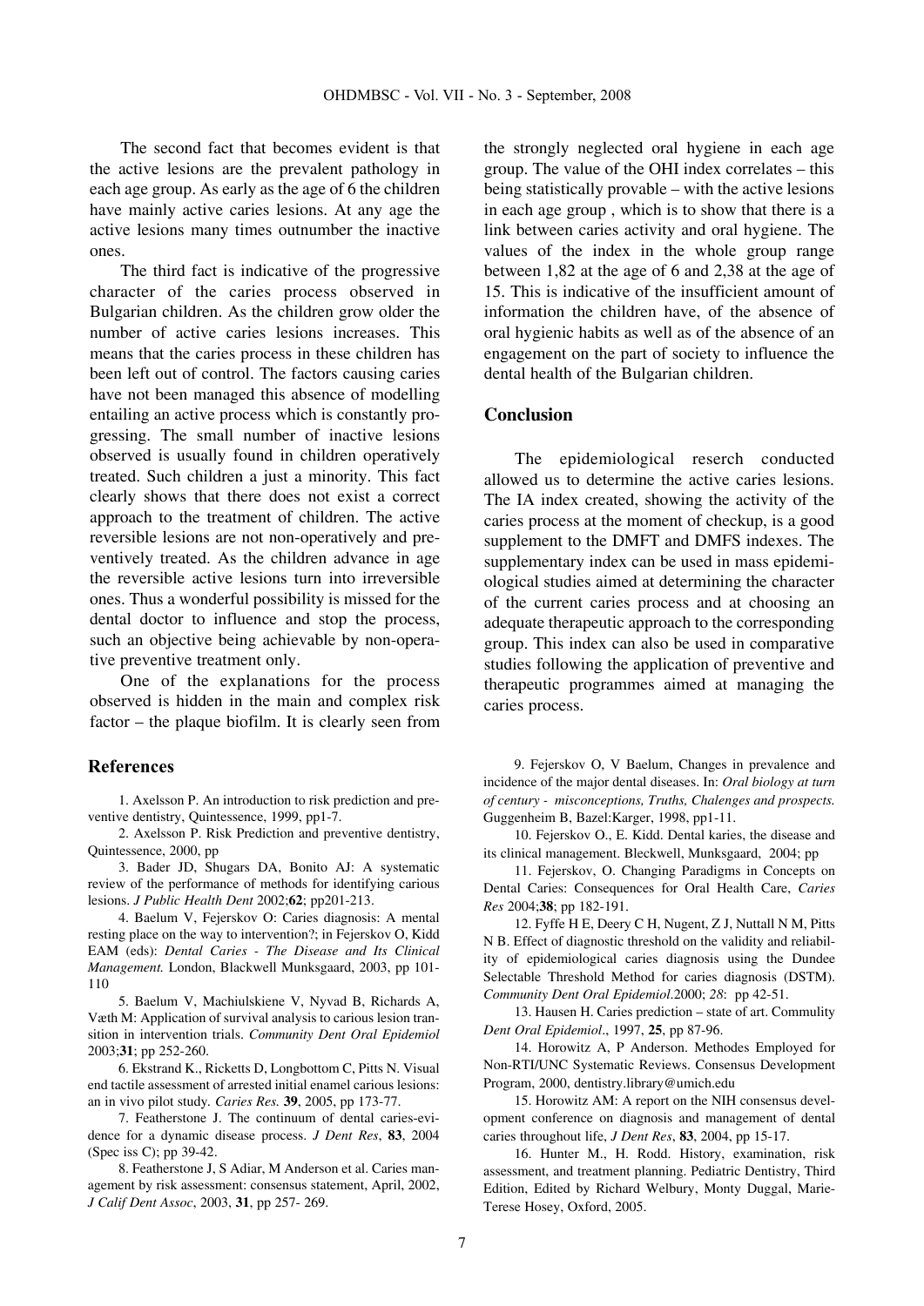The second fact that becomes evident is that the active lesions are the prevalent pathology in each age group. As early as the age of 6 the children have mainly active caries lesions. At any age the active lesions many times outnumber the inactive ones.

The third fact is indicative of the progressive character of the caries process observed in Bulgarian children. As the children grow older the number of active caries lesions increases. This means that the caries process in these children has been left out of control. The factors causing caries have not been managed this absence of modelling entailing an active process which is constantly progressing. The small number of inactive lesions observed is usually found in children operatively treated. Such children a just a minority. This fact clearly shows that there does not exist a correct approach to the treatment of children. The active reversible lesions are not non-operatively and preventively treated. As the children advance in age the reversible active lesions turn into irreversible ones. Thus a wonderful possibility is missed for the dental doctor to influence and stop the process, such an objective being achievable by non-operative preventive treatment only.

One of the explanations for the process observed is hidden in the main and complex risk factor – the plaque biofilm. It is clearly seen from the strongly neglected oral hygiene in each age group. The value of the OHI index correlates – this being statistically provable – with the active lesions in each age group , which is to show that there is a link between caries activity and oral hygiene. The values of the index in the whole group range between 1,82 at the age of 6 and 2,38 at the age of 15. This is indicative of the insufficient amount of information the children have, of the absence of oral hygienic habits as well as of the absence of an engagement on the part of society to influence the dental health of the Bulgarian children.

## Conclusion

The epidemiological reserch conducted allowed us to determine the active caries lesions. The IA index created, showing the activity of the caries process at the moment of checkup, is a good supplement to the DMFT and DMFS indexes. The supplementary index can be used in mass epidemiological studies aimed at determining the character of the current caries process and at choosing an adequate therapeutic approach to the corresponding group. This index can also be used in comparative studies following the application of preventive and therapeutic programmes aimed at managing the caries process.

## References

1. Axelsson P. An introduction to risk prediction and preventive dentistry, Quintessence, 1999, pp1-7.

2. Axelsson P. Risk Prediction and preventive dentistry, Quintessence, 2000, pp

3. Bader JD, Shugars DA, Bonito AJ: A systematic review of the performance of methods for identifying carious lesions. *J Public Health Dent* 2002;**62**; pp201-213.

4. Baelum V, Fejerskov O: Caries diagnosis: A mental resting place on the way to intervention?; in Fejerskov O, Kidd EAM (eds): *Dental Caries - The Disease and Its Clinical Management.* London, Blackwell Munksgaard, 2003, pp 101-110

5. Baelum V, Machiulskiene V, Nyvad B, Richards A, Væth M: Application of survival analysis to carious lesion transition in intervention trials. *Community Dent Oral Epidemiol* 2003;**31**; pp 252-260.

6. Ekstrand K., Ricketts D, Longbottom C, Pitts N. Visual end tactile assessment of arrested initial enamel carious lesions: an in vivo pilot study. *Caries Res.* **39**, 2005, pp 173-77.

7. Featherstone J. The continuum of dental caries-evidence for a dynamic disease process. *J Dent Res*, **83**, 2004 (Spec iss C); pp 39-42.

8. Featherstone J, S Adiar, M Anderson et al. Caries management by risk assessment: consensus statement, April, 2002, *J Calif Dent Assoc*, 2003, **31**, pp 257- 269.

9. Fejerskov O, V Baelum, Changes in prevalence and incidence of the major dental diseases. In: *Oral biology at turn of century - misconceptions, Truths, Chalenges and prospects.* Guggenheim B, Bazel:Karger, 1998, pp1-11.

10. Fejerskov O., E. Kidd. Dental karies, the disease and its clinical management. Bleckwell, Munksgaard, 2004; pp

11. Fejerskov, O. Changing Paradigms in Concepts on Dental Caries: Consequences for Oral Health Care, *Caries Res* 2004;**38**; pp 182-191.

12. Fyffe H E, Deery C H, Nugent, Z J, Nuttall N M, Pitts N B. Effect of diagnostic threshold on the validity and reliability of epidemiological caries diagnosis using the Dundee Selectable Threshold Method for caries diagnosis (DSTM). *Community Dent Oral Epidemiol.*2000; *28*: pp 42-51.

13. Hausen H. Caries prediction – state of art. Commulity *Dent Oral Epidemiol*., 1997, **25**, pp 87-96.

14. Horowitz A, P Anderson. Methodes Employed for Non-RTI/UNC Systematic Reviews. Consensus Development Program, 2000, dentistry.library@umich.edu

15. Horowitz AM: A report on the NIH consensus development conference on diagnosis and management of dental caries throughout life, *J Dent Res*, **83**, 2004, pp 15-17.

16. Hunter M., H. Rodd. History, examination, risk assessment, and treatment planning. Pediatric Dentistry, Third Edition, Edited by Richard Welbury, Monty Duggal, Marie-Terese Hosey, Oxford, 2005.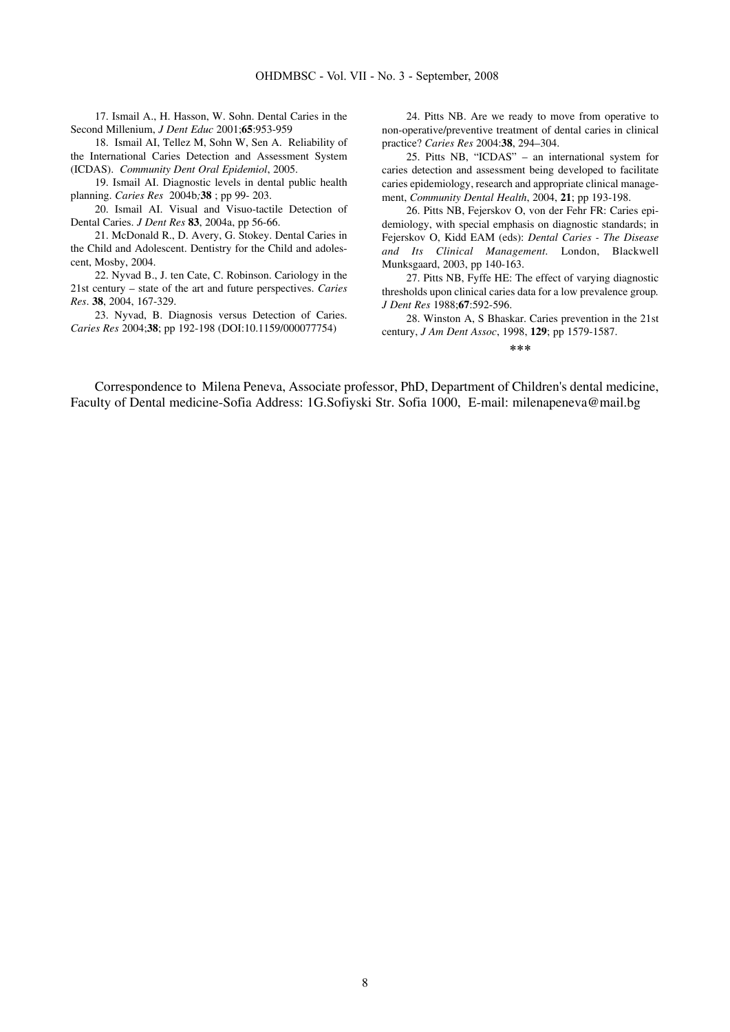17. Ismail A., H. Hasson, W. Sohn. Dental Caries in the Second Millenium, *J Dent Educ* 2001;**65**:953-959

18. Ismail AI, Tellez M, Sohn W, Sen A. Reliability of the International Caries Detection and Assessment System (ICDAS). *Community Dent Oral Epidemiol*, 2005.

19. Ismail AI. Diagnostic levels in dental public health planning. *Caries Res* 2004b*;* **38** ; pp 99- 203.

20. Ismail AI. Visual and Visuo-tactile Detection of Dental Caries. *J Dent Res* **83**, 2004a, pp 56-66.

21. McDonald R., D. Avery, G. Stokey. Dental Caries in the Child and Adolescent. Dentistry for the Child and adolescent, Mosby, 2004.

22. Nyvad B., J. ten Cate, C. Robinson. Cariology in the 21st century – state of the art and future perspectives. *Caries Res*. **38**, 2004, 167-329.

23. Nyvad, B. Diagnosis versus Detection of Caries. *Caries Res* 2004;**38**; pp 192-198 (DOI:10.1159/000077754)

24. Pitts NB. Are we ready to move from operative to non-operative/preventive treatment of dental caries in clinical practice? *Caries Res* 2004:**38**, 294–304.

25. Pitts NB, "ICDAS" – an international system for caries detection and assessment being developed to facilitate caries epidemiology, research and appropriate clinical management, *Community Dental Health*, 2004, **21**; pp 193-198.

26. Pitts NB, Fejerskov O, von der Fehr FR: Caries epidemiology, with special emphasis on diagnostic standards; in Fejerskov O, Kidd EAM (eds): *Dental Caries - The Disease and Its Clinical Management*. London, Blackwell Munksgaard, 2003, pp 140-163.

27. Pitts NB, Fyffe HE: The effect of varying diagnostic thresholds upon clinical caries data for a low prevalence group. *J Dent Res* 1988;**67**:592-596.

28. Winston A, S Bhaskar. Caries prevention in the 21st century, *J Am Dent Assoc*, 1998, **129**; pp 1579-1587.

\*\*\*

Correspondence to Milena Peneva, Associate professor, PhD, Department of Children's dental medicine, Faculty of Dental medicine-Sofia Address: 1G.Sofiyski Str. Sofia 1000, E-mail: milenapeneva@mail.bg